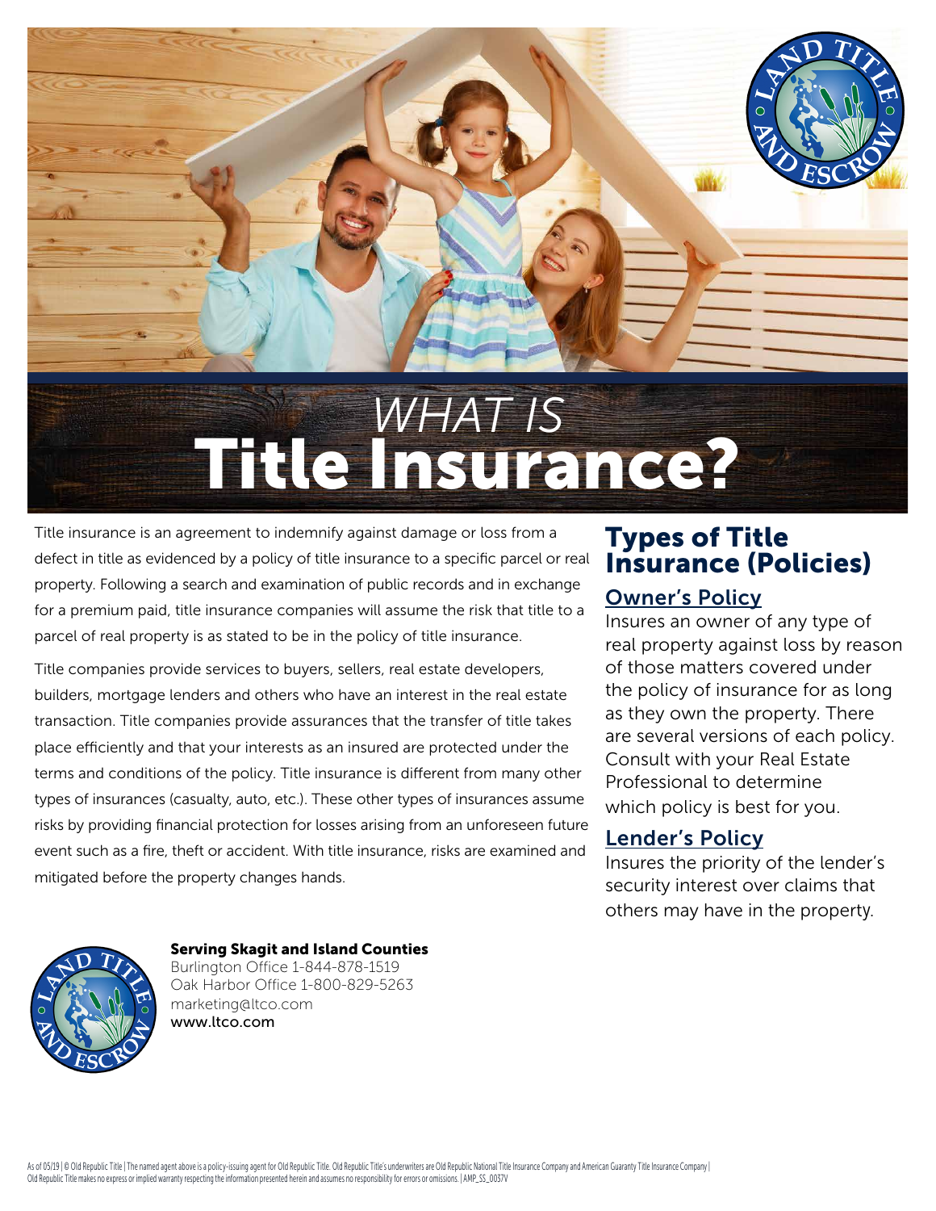# *WHAT IS* Title Insurance?

Title insurance is an agreement to indemnify against damage or loss from a defect in title as evidenced by a policy of title insurance to a specific parcel or real property. Following a search and examination of public records and in exchange for a premium paid, title insurance companies will assume the risk that title to a parcel of real property is as stated to be in the policy of title insurance.

Title companies provide services to buyers, sellers, real estate developers, builders, mortgage lenders and others who have an interest in the real estate transaction. Title companies provide assurances that the transfer of title takes place efficiently and that your interests as an insured are protected under the terms and conditions of the policy. Title insurance is different from many other types of insurances (casualty, auto, etc.). These other types of insurances assume risks by providing financial protection for losses arising from an unforeseen future event such as a fire, theft or accident. With title insurance, risks are examined and mitigated before the property changes hands.

## Types of Title Insurance (Policies)

### Owner's Policy

Insures an owner of any type of real property against loss by reason of those matters covered under the policy of insurance for as long as they own the property. There are several versions of each policy. Consult with your Real Estate Professional to determine which policy is best for you.

### Lender's Policy

Insures the priority of the lender's security interest over claims that others may have in the property.

**Serving Skagit and Island Counties**
Burlington Office 1-844-878-1519
Oak Harbor Office 1-800-829-5263
marketing@ltco.com
**www.ltco.com**

As of 05/19 | © Old Republic Title | The named agent above is a policy-issuing agent for Old Republic Title. Old Republic Title's underwriters are Old Republic National Title Insurance Company and American Guaranty Title Insurance Company | Old Republic Title makes no express or implied warranty respecting the information presented herein and assumes no responsibility for errors or omissions. | AMP_SS_0037V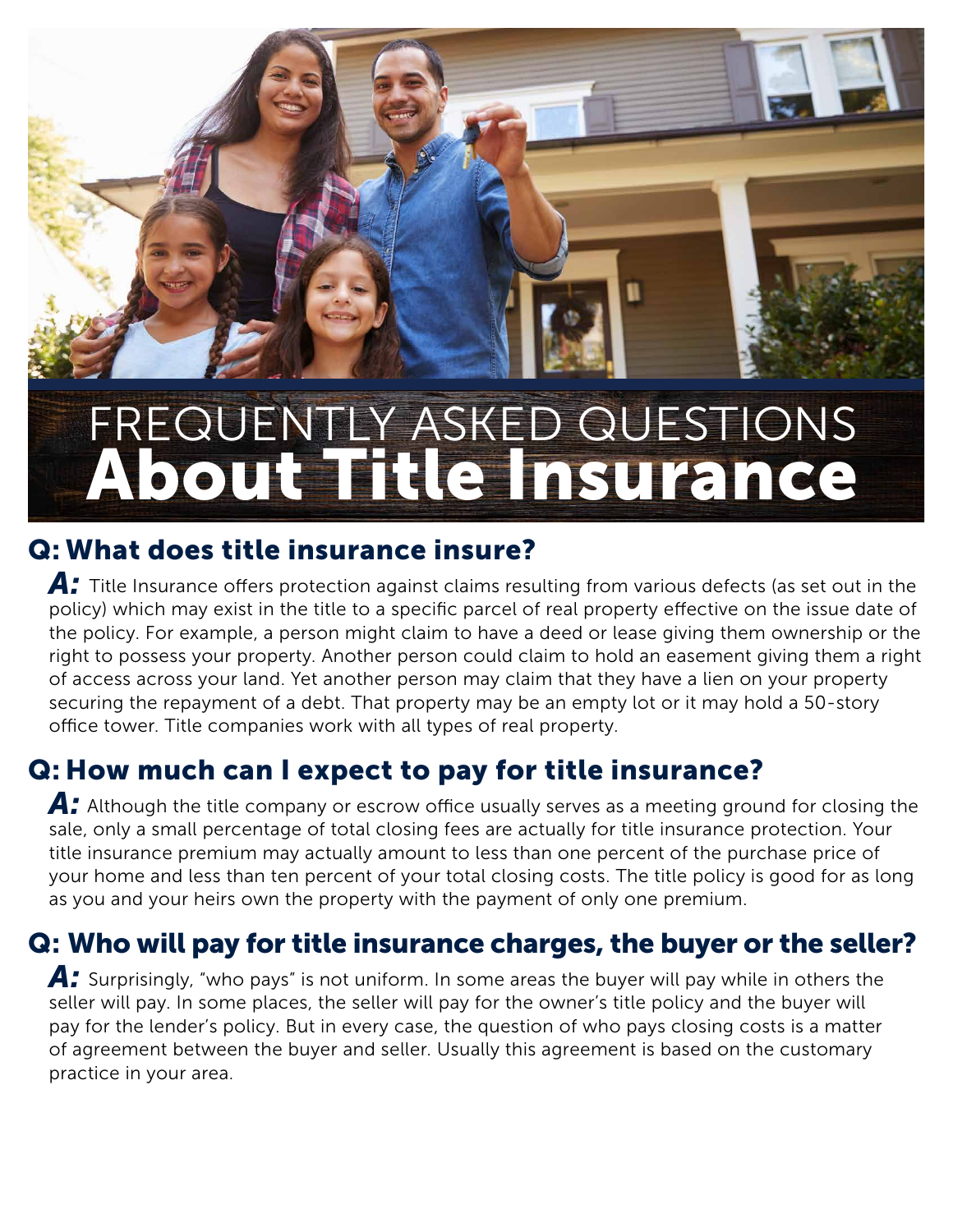# FREQUENTLY ASKED QUESTIONS About Title Insurance

## Q: What does title insurance insure?

***A:*** Title Insurance offers protection against claims resulting from various defects (as set out in the policy) which may exist in the title to a specific parcel of real property effective on the issue date of the policy. For example, a person might claim to have a deed or lease giving them ownership or the right to possess your property. Another person could claim to hold an easement giving them a right of access across your land. Yet another person may claim that they have a lien on your property securing the repayment of a debt. That property may be an empty lot or it may hold a 50-story office tower. Title companies work with all types of real property.

## Q: How much can I expect to pay for title insurance?

***A:*** Although the title company or escrow office usually serves as a meeting ground for closing the sale, only a small percentage of total closing fees are actually for title insurance protection. Your title insurance premium may actually amount to less than one percent of the purchase price of your home and less than ten percent of your total closing costs. The title policy is good for as long as you and your heirs own the property with the payment of only one premium.

## Q: Who will pay for title insurance charges, the buyer or the seller?

***A:*** Surprisingly, "who pays" is not uniform. In some areas the buyer will pay while in others the seller will pay. In some places, the seller will pay for the owner's title policy and the buyer will pay for the lender's policy. But in every case, the question of who pays closing costs is a matter of agreement between the buyer and seller. Usually this agreement is based on the customary practice in your area.